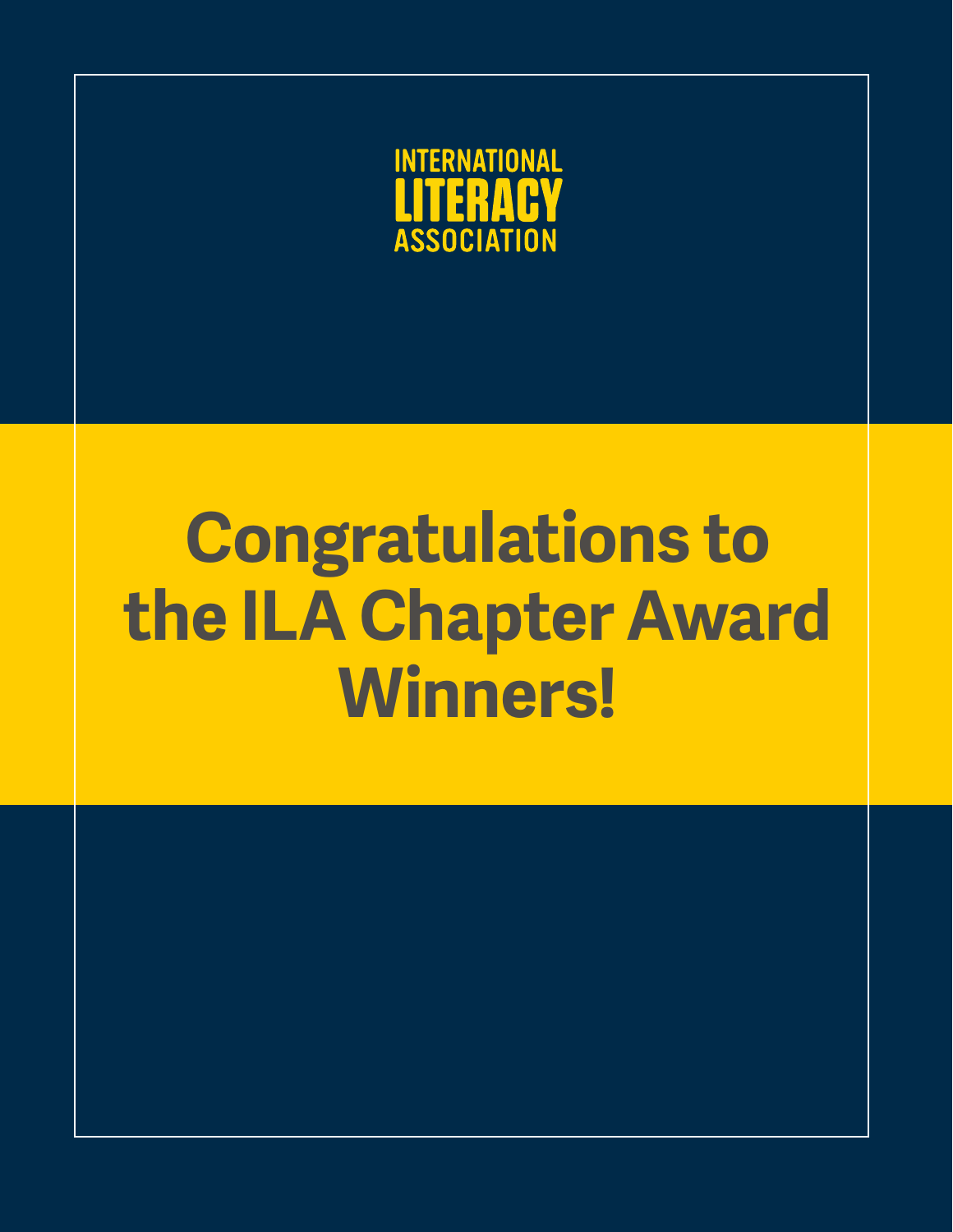INTERNATIONAL
LITERACY
ASSOCIATION

# Congratulations to the ILA Chapter Award Winners!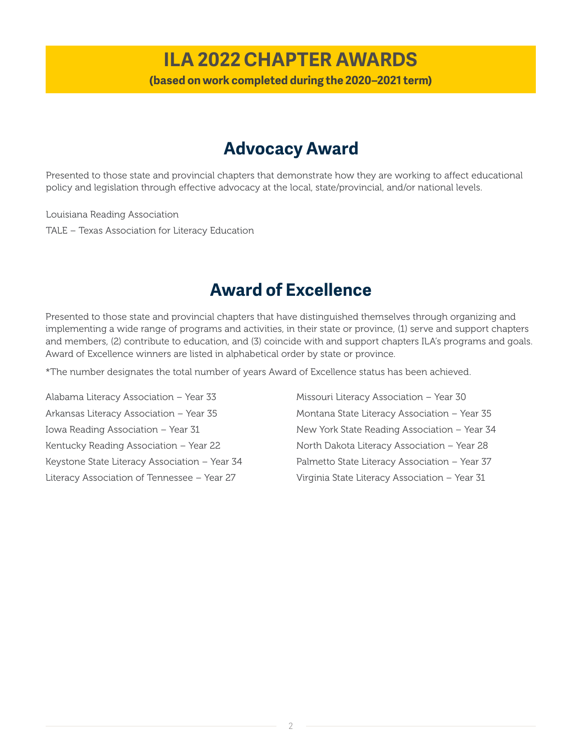# ILA 2022 CHAPTER AWARDS

**(based on work completed during the 2020–2021 term)**

## Advocacy Award

Presented to those state and provincial chapters that demonstrate how they are working to affect educational policy and legislation through effective advocacy at the local, state/provincial, and/or national levels.

Louisiana Reading Association

TALE – Texas Association for Literacy Education

## Award of Excellence

Presented to those state and provincial chapters that have distinguished themselves through organizing and implementing a wide range of programs and activities, in their state or province, (1) serve and support chapters and members, (2) contribute to education, and (3) coincide with and support chapters ILA's programs and goals. Award of Excellence winners are listed in alphabetical order by state or province.

*The number designates the total number of years Award of Excellence status has been achieved.

Alabama Literacy Association – Year 33

Arkansas Literacy Association – Year 35

Iowa Reading Association – Year 31

Kentucky Reading Association – Year 22

Keystone State Literacy Association – Year 34

Literacy Association of Tennessee – Year 27

Missouri Literacy Association – Year 30

Montana State Literacy Association – Year 35

New York State Reading Association – Year 34

North Dakota Literacy Association – Year 28

Palmetto State Literacy Association – Year 37

Virginia State Literacy Association – Year 31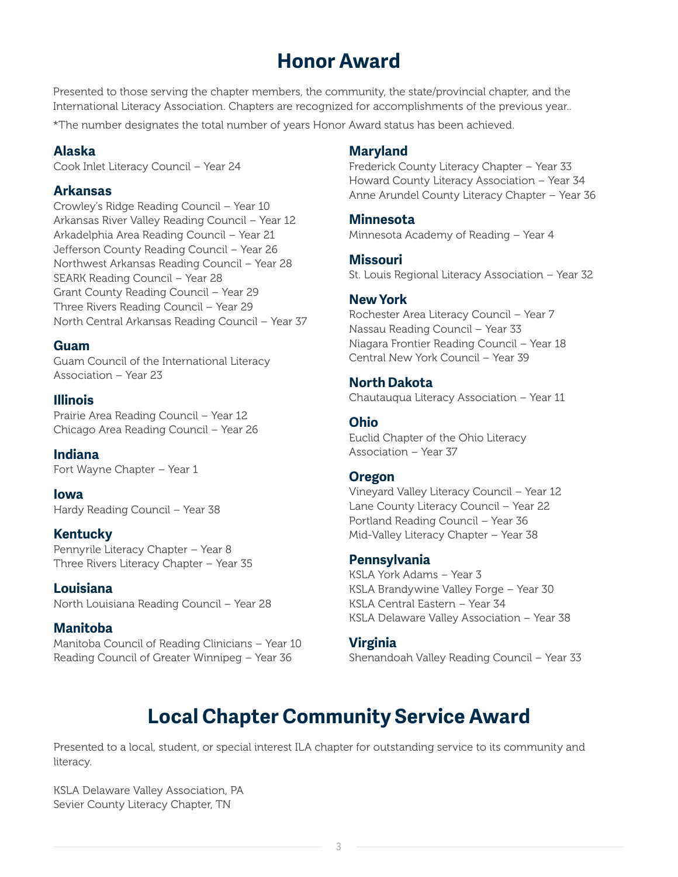# Honor Award

Presented to those serving the chapter members, the community, the state/provincial chapter, and the International Literacy Association. Chapters are recognized for accomplishments of the previous year..

*The number designates the total number of years Honor Award status has been achieved.

### Alaska

Cook Inlet Literacy Council – Year 24

### Arkansas

Crowley's Ridge Reading Council – Year 10
Arkansas River Valley Reading Council – Year 12
Arkadelphia Area Reading Council – Year 21
Jefferson County Reading Council – Year 26
Northwest Arkansas Reading Council – Year 28
SEARK Reading Council – Year 28
Grant County Reading Council – Year 29
Three Rivers Reading Council – Year 29
North Central Arkansas Reading Council – Year 37

### Guam

Guam Council of the International Literacy Association – Year 23

### Illinois

Prairie Area Reading Council – Year 12
Chicago Area Reading Council – Year 26

### Indiana

Fort Wayne Chapter – Year 1

### Iowa

Hardy Reading Council – Year 38

### Kentucky

Pennyrile Literacy Chapter – Year 8
Three Rivers Literacy Chapter – Year 35

### Louisiana

North Louisiana Reading Council – Year 28

### Manitoba

Manitoba Council of Reading Clinicians – Year 10
Reading Council of Greater Winnipeg – Year 36

### Maryland

Frederick County Literacy Chapter – Year 33
Howard County Literacy Association – Year 34
Anne Arundel County Literacy Chapter – Year 36

### Minnesota

Minnesota Academy of Reading – Year 4

### Missouri

St. Louis Regional Literacy Association – Year 32

### New York

Rochester Area Literacy Council – Year 7
Nassau Reading Council – Year 33
Niagara Frontier Reading Council – Year 18
Central New York Council – Year 39

### North Dakota

Chautauqua Literacy Association – Year 11

### Ohio

Euclid Chapter of the Ohio Literacy Association – Year 37

### Oregon

Vineyard Valley Literacy Council – Year 12
Lane County Literacy Council – Year 22
Portland Reading Council – Year 36
Mid-Valley Literacy Chapter – Year 38

### Pennsylvania

KSLA York Adams – Year 3
KSLA Brandywine Valley Forge – Year 30
KSLA Central Eastern – Year 34
KSLA Delaware Valley Association – Year 38

### Virginia

Shenandoah Valley Reading Council – Year 33

# Local Chapter Community Service Award

Presented to a local, student, or special interest ILA chapter for outstanding service to its community and literacy.

KSLA Delaware Valley Association, PA
Sevier County Literacy Chapter, TN